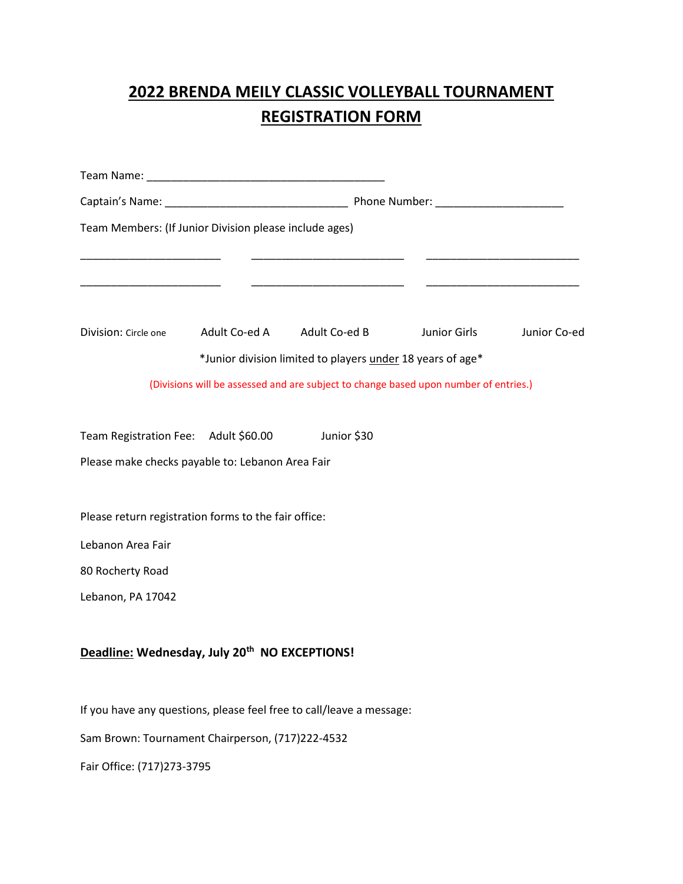# 2022 BRENDA MEILY CLASSIC VOLLEYBALL TOURNAMENT REGISTRATION FORM

Team Name: ______________________________________

Captain's Name: _____________________________ Phone Number: ____________________

Team Members: (If Junior Division please include ages)

______________________ ________________________ ________________________

______________________ ________________________ ________________________

Division: Circle one Adult Co-ed A Adult Co-ed B Junior Girls Junior Co-ed

*Junior division limited to players under 18 years of age*

(Divisions will be assessed and are subject to change based upon number of entries.)

Team Registration Fee: Adult $60.00 Junior $30

Please make checks payable to: Lebanon Area Fair

Please return registration forms to the fair office:

Lebanon Area Fair

80 Rocherty Road

Lebanon, PA 17042

**Deadline: Wednesday, July 20th NO EXCEPTIONS!**

If you have any questions, please feel free to call/leave a message:

Sam Brown: Tournament Chairperson, (717)222-4532

Fair Office: (717)273-3795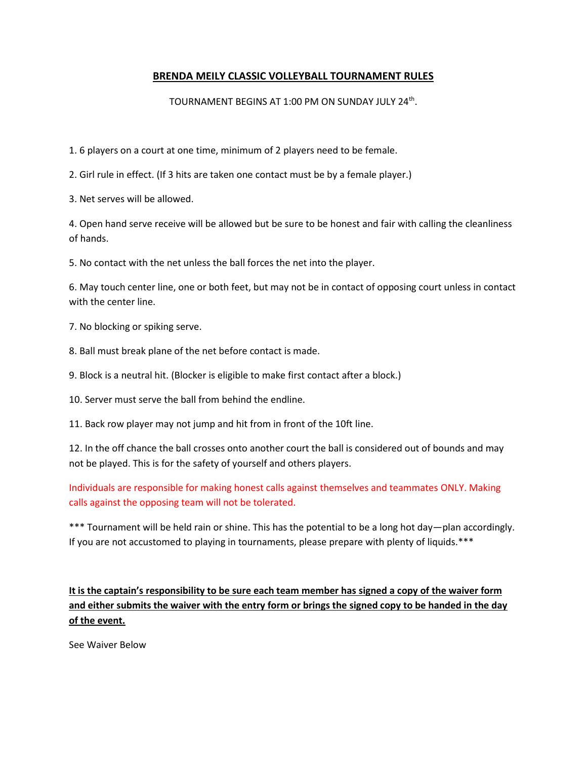# **BRENDA MEILY CLASSIC VOLLEYBALL TOURNAMENT RULES**

TOURNAMENT BEGINS AT 1:00 PM ON SUNDAY JULY 24th.

1. 6 players on a court at one time, minimum of 2 players need to be female.
2. Girl rule in effect. (If 3 hits are taken one contact must be by a female player.)
3. Net serves will be allowed.
4. Open hand serve receive will be allowed but be sure to be honest and fair with calling the cleanliness of hands.
5. No contact with the net unless the ball forces the net into the player.
6. May touch center line, one or both feet, but may not be in contact of opposing court unless in contact with the center line.
7. No blocking or spiking serve.
8. Ball must break plane of the net before contact is made.
9. Block is a neutral hit. (Blocker is eligible to make first contact after a block.)
10. Server must serve the ball from behind the endline.
11. Back row player may not jump and hit from in front of the 10ft line.
12. In the off chance the ball crosses onto another court the ball is considered out of bounds and may not be played. This is for the safety of yourself and others players.

Individuals are responsible for making honest calls against themselves and teammates ONLY. Making calls against the opposing team will not be tolerated.

*** Tournament will be held rain or shine. This has the potential to be a long hot day—plan accordingly. If you are not accustomed to playing in tournaments, please prepare with plenty of liquids.***

**It is the captain's responsibility to be sure each team member has signed a copy of the waiver form and either submits the waiver with the entry form or brings the signed copy to be handed in the day of the event.**

See Waiver Below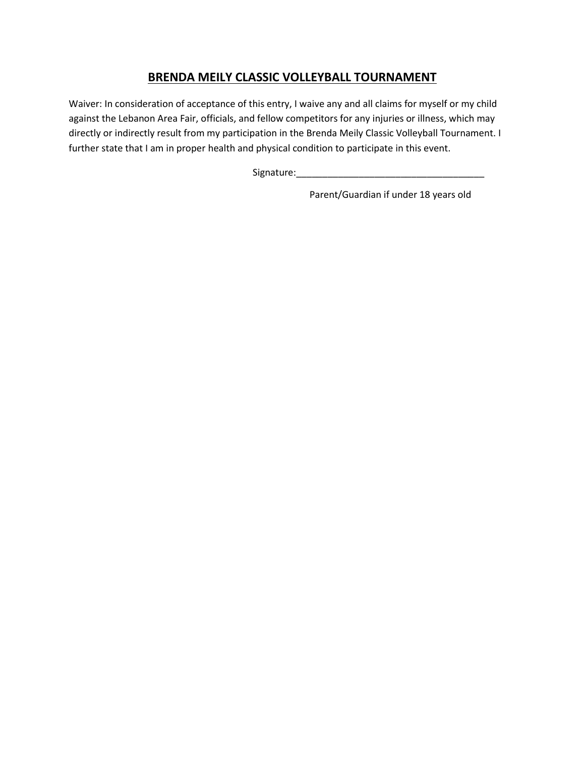## BRENDA MEILY CLASSIC VOLLEYBALL TOURNAMENT

Waiver: In consideration of acceptance of this entry, I waive any and all claims for myself or my child against the Lebanon Area Fair, officials, and fellow competitors for any injuries or illness, which may directly or indirectly result from my participation in the Brenda Meily Classic Volleyball Tournament. I further state that I am in proper health and physical condition to participate in this event.

Signature:____________________________________

Parent/Guardian if under 18 years old